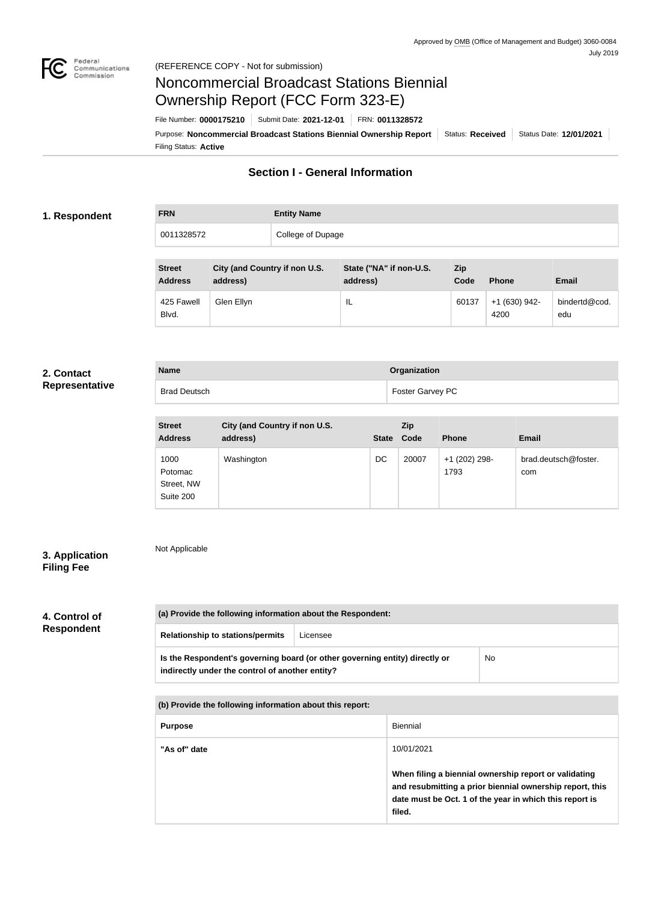Approved by OMB (Office of Management and Budget) 3060-0084
July 2019

(REFERENCE COPY - Not for submission)

# Noncommercial Broadcast Stations Biennial Ownership Report (FCC Form 323-E)

File Number: **0000175210** | Submit Date: **2021-12-01** | FRN: **0011328572**

Purpose: **Noncommercial Broadcast Stations Biennial Ownership Report** | Status: **Received** | Status Date: **12/01/2021**

Filing Status: **Active**

## Section I - General Information

### 1. Respondent

| FRN | Entity Name |
|---|---|
| 0011328572 | College of Dupage |

| Street Address | City (and Country if non U.S. address) | State ("NA" if non-U.S. address) | Zip Code | Phone | Email |
|---|---|---|---|---|---|
| 425 Fawell Blvd. | Glen Ellyn | IL | 60137 | +1 (630) 942-4200 | bindertd@cod.edu |

### 2. Contact Representative

| Name | Organization |
|---|---|
| Brad Deutsch | Foster Garvey PC |

| Street Address | City (and Country if non U.S. address) | State | Zip Code | Phone | Email |
|---|---|---|---|---|---|
| 1000 Potomac Street, NW Suite 200 | Washington | DC | 20007 | +1 (202) 298-1793 | brad.deutsch@foster.com |

### 3. Application Filing Fee

Not Applicable

### 4. Control of Respondent

| (a) Provide the following information about the Respondent: | |
|---|---|
| Relationship to stations/permits | Licensee |
| Is the Respondent's governing board (or other governing entity) directly or indirectly under the control of another entity? | No |

| (b) Provide the following information about this report: | |
|---|---|
| Purpose | Biennial |
| "As of" date | 10/01/2021<br><br>**When filing a biennial ownership report or validating and resubmitting a prior biennial ownership report, this date must be Oct. 1 of the year in which this report is filed.** |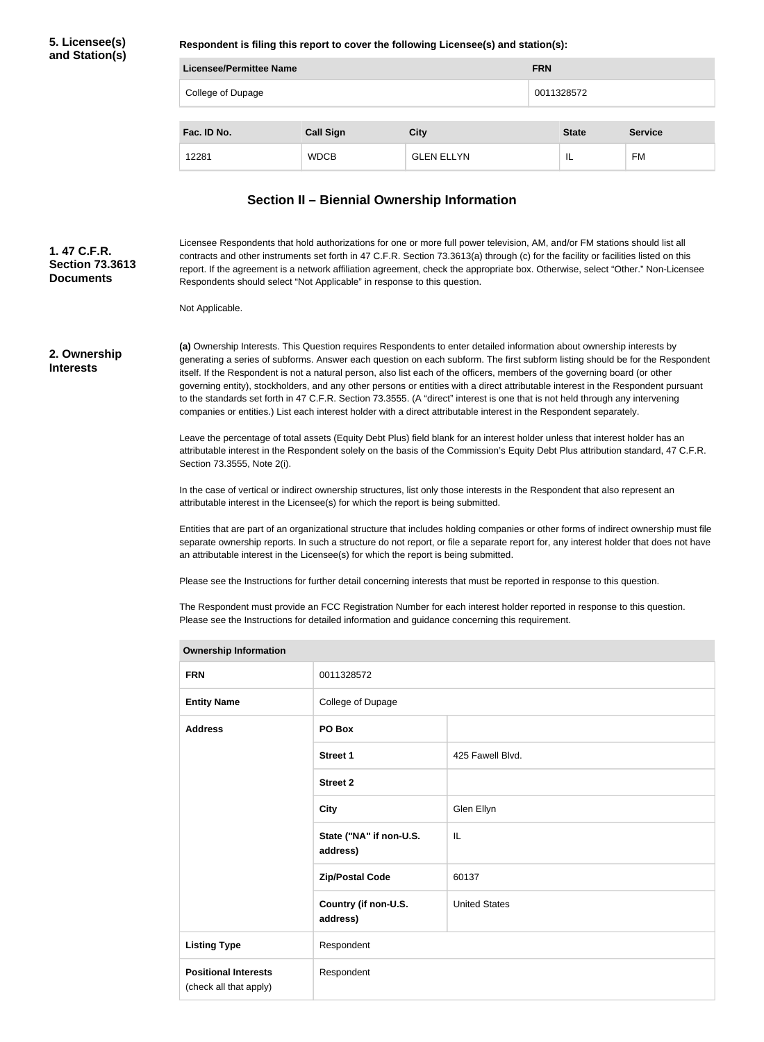**5. Licensee(s) and Station(s)**

**Respondent is filing this report to cover the following Licensee(s) and station(s):**

| Licensee/Permittee Name | FRN |
| --- | --- |
| College of Dupage | 0011328572 |

| Fac. ID No. | Call Sign | City | State | Service |
| --- | --- | --- | --- | --- |
| 12281 | WDCB | GLEN ELLYN | IL | FM |

## Section II – Biennial Ownership Information

**1. 47 C.F.R. Section 73.3613 Documents**

Licensee Respondents that hold authorizations for one or more full power television, AM, and/or FM stations should list all contracts and other instruments set forth in 47 C.F.R. Section 73.3613(a) through (c) for the facility or facilities listed on this report. If the agreement is a network affiliation agreement, check the appropriate box. Otherwise, select "Other." Non-Licensee Respondents should select "Not Applicable" in response to this question.

Not Applicable.

**2. Ownership Interests**

**(a)** Ownership Interests. This Question requires Respondents to enter detailed information about ownership interests by generating a series of subforms. Answer each question on each subform. The first subform listing should be for the Respondent itself. If the Respondent is not a natural person, also list each of the officers, members of the governing board (or other governing entity), stockholders, and any other persons or entities with a direct attributable interest in the Respondent pursuant to the standards set forth in 47 C.F.R. Section 73.3555. (A "direct" interest is one that is not held through any intervening companies or entities.) List each interest holder with a direct attributable interest in the Respondent separately.

Leave the percentage of total assets (Equity Debt Plus) field blank for an interest holder unless that interest holder has an attributable interest in the Respondent solely on the basis of the Commission's Equity Debt Plus attribution standard, 47 C.F.R. Section 73.3555, Note 2(i).

In the case of vertical or indirect ownership structures, list only those interests in the Respondent that also represent an attributable interest in the Licensee(s) for which the report is being submitted.

Entities that are part of an organizational structure that includes holding companies or other forms of indirect ownership must file separate ownership reports. In such a structure do not report, or file a separate report for, any interest holder that does not have an attributable interest in the Licensee(s) for which the report is being submitted.

Please see the Instructions for further detail concerning interests that must be reported in response to this question.

The Respondent must provide an FCC Registration Number for each interest holder reported in response to this question. Please see the Instructions for detailed information and guidance concerning this requirement.

| Ownership Information | | |
| --- | --- | --- |
| **FRN** | 0011328572 | |
| **Entity Name** | College of Dupage | |
| **Address** | **PO Box** | |
| | **Street 1** | 425 Fawell Blvd. |
| | **Street 2** | |
| | **City** | Glen Ellyn |
| | **State ("NA" if non-U.S. address)** | IL |
| | **Zip/Postal Code** | 60137 |
| | **Country (if non-U.S. address)** | United States |
| **Listing Type** | Respondent | |
| **Positional Interests** (check all that apply) | Respondent | |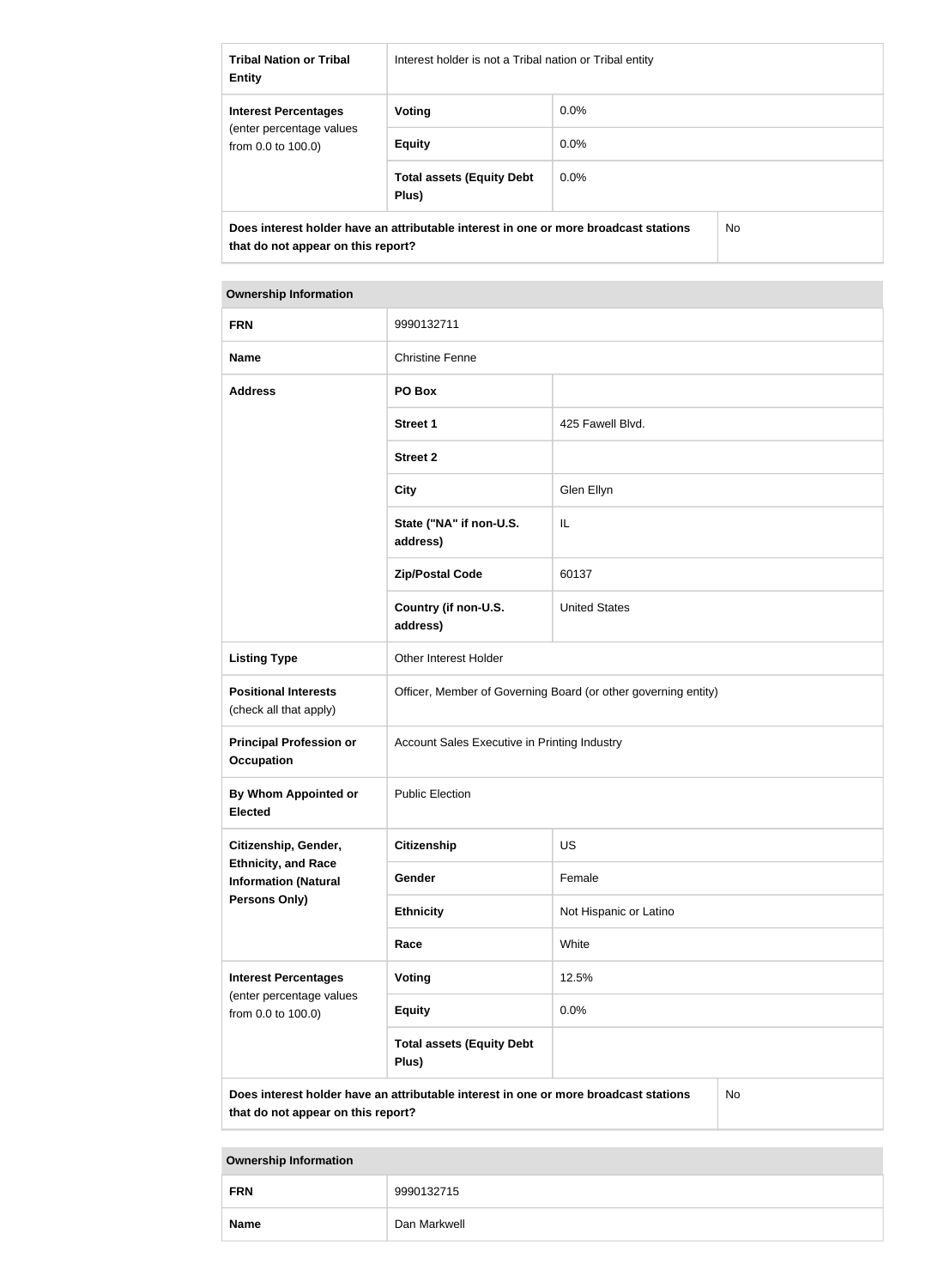| Tribal Nation or Tribal Entity | Interest holder is not a Tribal nation or Tribal entity | |
|---|---|---|
| Interest Percentages (enter percentage values from 0.0 to 100.0) | Voting | 0.0% |
| | Equity | 0.0% |
| | Total assets (Equity Debt Plus) | 0.0% |
| Does interest holder have an attributable interest in one or more broadcast stations that do not appear on this report? | | No |

| Ownership Information | | |
|---|---|---|
| FRN | 9990132711 | |
| Name | Christine Fenne | |
| Address | PO Box | |
| | Street 1 | 425 Fawell Blvd. |
| | Street 2 | |
| | City | Glen Ellyn |
| | State ("NA" if non-U.S. address) | IL |
| | Zip/Postal Code | 60137 |
| | Country (if non-U.S. address) | United States |
| Listing Type | Other Interest Holder | |
| Positional Interests (check all that apply) | Officer, Member of Governing Board (or other governing entity) | |
| Principal Profession or Occupation | Account Sales Executive in Printing Industry | |
| By Whom Appointed or Elected | Public Election | |
| Citizenship, Gender, Ethnicity, and Race Information (Natural Persons Only) | Citizenship | US |
| | Gender | Female |
| | Ethnicity | Not Hispanic or Latino |
| | Race | White |
| Interest Percentages (enter percentage values from 0.0 to 100.0) | Voting | 12.5% |
| | Equity | 0.0% |
| | Total assets (Equity Debt Plus) | |
| Does interest holder have an attributable interest in one or more broadcast stations that do not appear on this report? | | No |

| Ownership Information | |
|---|---|
| FRN | 9990132715 |
| Name | Dan Markwell |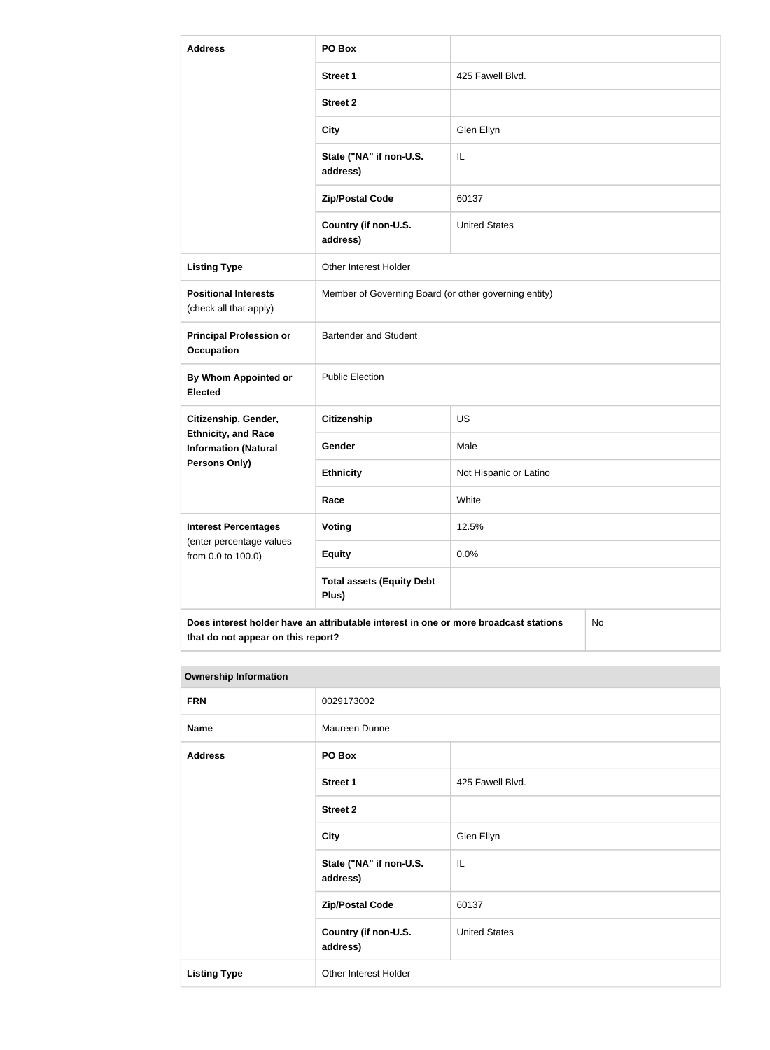| Address | PO Box | |
|---|---|---|
| | Street 1 | 425 Fawell Blvd. |
| | Street 2 | |
| | City | Glen Ellyn |
| | State ("NA" if non-U.S. address) | IL |
| | Zip/Postal Code | 60137 |
| | Country (if non-U.S. address) | United States |
| Listing Type | Other Interest Holder | |
| Positional Interests (check all that apply) | Member of Governing Board (or other governing entity) | |
| Principal Profession or Occupation | Bartender and Student | |
| By Whom Appointed or Elected | Public Election | |
| Citizenship, Gender, Ethnicity, and Race Information (Natural Persons Only) | Citizenship | US |
| | Gender | Male |
| | Ethnicity | Not Hispanic or Latino |
| | Race | White |
| Interest Percentages (enter percentage values from 0.0 to 100.0) | Voting | 12.5% |
| | Equity | 0.0% |
| | Total assets (Equity Debt Plus) | |
| Does interest holder have an attributable interest in one or more broadcast stations that do not appear on this report? | | No |

| Ownership Information | | |
|---|---|---|
| FRN | 0029173002 | |
| Name | Maureen Dunne | |
| Address | PO Box | |
| | Street 1 | 425 Fawell Blvd. |
| | Street 2 | |
| | City | Glen Ellyn |
| | State ("NA" if non-U.S. address) | IL |
| | Zip/Postal Code | 60137 |
| | Country (if non-U.S. address) | United States |
| Listing Type | Other Interest Holder | |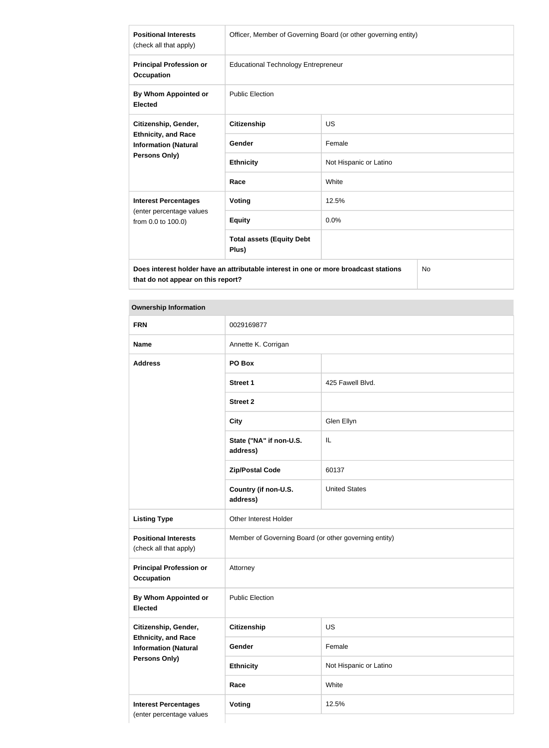| | | |
|---|---|---|
| **Positional Interests** (check all that apply) | Officer, Member of Governing Board (or other governing entity) | |
| **Principal Profession or Occupation** | Educational Technology Entrepreneur | |
| **By Whom Appointed or Elected** | Public Election | |
| **Citizenship, Gender, Ethnicity, and Race Information (Natural Persons Only)** | **Citizenship** | US |
| | **Gender** | Female |
| | **Ethnicity** | Not Hispanic or Latino |
| | **Race** | White |
| **Interest Percentages** (enter percentage values from 0.0 to 100.0) | **Voting** | 12.5% |
| | **Equity** | 0.0% |
| | **Total assets (Equity Debt Plus)** | |
| **Does interest holder have an attributable interest in one or more broadcast stations that do not appear on this report?** | | No |

| **Ownership Information** | | |
|---|---|---|
| **FRN** | 0029169877 | |
| **Name** | Annette K. Corrigan | |
| **Address** | **PO Box** | |
| | **Street 1** | 425 Fawell Blvd. |
| | **Street 2** | |
| | **City** | Glen Ellyn |
| | **State ("NA" if non-U.S. address)** | IL |
| | **Zip/Postal Code** | 60137 |
| | **Country (if non-U.S. address)** | United States |
| **Listing Type** | Other Interest Holder | |
| **Positional Interests** (check all that apply) | Member of Governing Board (or other governing entity) | |
| **Principal Profession or Occupation** | Attorney | |
| **By Whom Appointed or Elected** | Public Election | |
| **Citizenship, Gender, Ethnicity, and Race Information (Natural Persons Only)** | **Citizenship** | US |
| | **Gender** | Female |
| | **Ethnicity** | Not Hispanic or Latino |
| | **Race** | White |
| **Interest Percentages** (enter percentage values | **Voting** | 12.5% |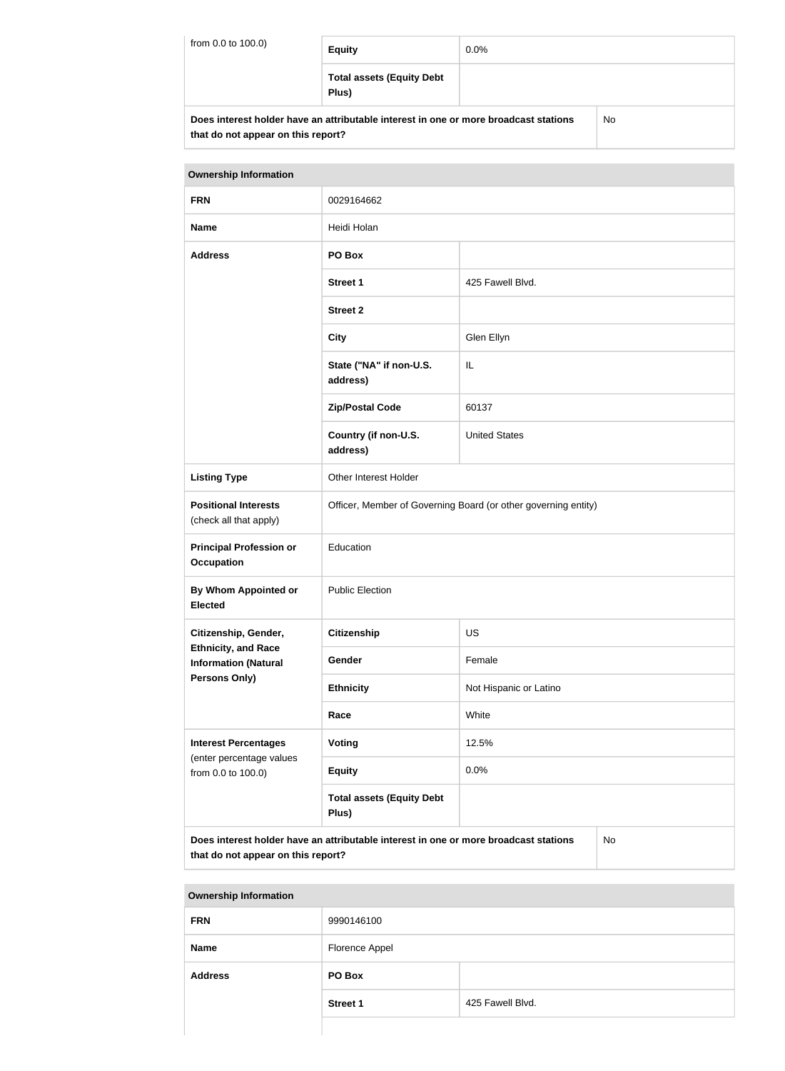| from 0.0 to 100.0) | Equity | 0.0% |
|---|---|---|
| | Total assets (Equity Debt Plus) | |
| Does interest holder have an attributable interest in one or more broadcast stations that do not appear on this report? | | No |

| Ownership Information | | |
|---|---|---|
| FRN | 0029164662 | |
| Name | Heidi Holan | |
| Address | PO Box | |
| | Street 1 | 425 Fawell Blvd. |
| | Street 2 | |
| | City | Glen Ellyn |
| | State ("NA" if non-U.S. address) | IL |
| | Zip/Postal Code | 60137 |
| | Country (if non-U.S. address) | United States |
| Listing Type | Other Interest Holder | |
| Positional Interests (check all that apply) | Officer, Member of Governing Board (or other governing entity) | |
| Principal Profession or Occupation | Education | |
| By Whom Appointed or Elected | Public Election | |
| Citizenship, Gender, Ethnicity, and Race Information (Natural Persons Only) | Citizenship | US |
| | Gender | Female |
| | Ethnicity | Not Hispanic or Latino |
| | Race | White |
| Interest Percentages (enter percentage values from 0.0 to 100.0) | Voting | 12.5% |
| | Equity | 0.0% |
| | Total assets (Equity Debt Plus) | |
| Does interest holder have an attributable interest in one or more broadcast stations that do not appear on this report? | | No |

| Ownership Information | | |
|---|---|---|
| FRN | 9990146100 | |
| Name | Florence Appel | |
| Address | PO Box | |
| | Street 1 | 425 Fawell Blvd. |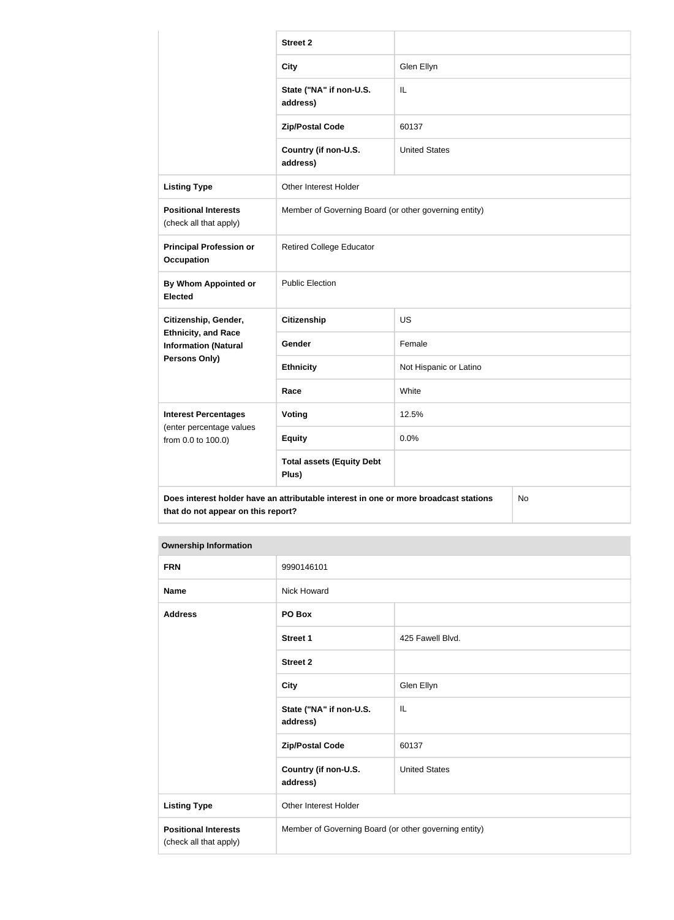| | Street 2 | |
|---|---|---|
| | City | Glen Ellyn |
| | State ("NA" if non-U.S. address) | IL |
| | Zip/Postal Code | 60137 |
| | Country (if non-U.S. address) | United States |
| **Listing Type** | Other Interest Holder | |
| **Positional Interests** (check all that apply) | Member of Governing Board (or other governing entity) | |
| **Principal Profession or Occupation** | Retired College Educator | |
| **By Whom Appointed or Elected** | Public Election | |
| **Citizenship, Gender, Ethnicity, and Race Information (Natural Persons Only)** | **Citizenship** | US |
| | **Gender** | Female |
| | **Ethnicity** | Not Hispanic or Latino |
| | **Race** | White |
| **Interest Percentages** (enter percentage values from 0.0 to 100.0) | **Voting** | 12.5% |
| | **Equity** | 0.0% |
| | **Total assets (Equity Debt Plus)** | |
| **Does interest holder have an attributable interest in one or more broadcast stations that do not appear on this report?** | | No |

| Ownership Information | | |
|---|---|---|
| **FRN** | 9990146101 | |
| **Name** | Nick Howard | |
| **Address** | **PO Box** | |
| | **Street 1** | 425 Fawell Blvd. |
| | **Street 2** | |
| | **City** | Glen Ellyn |
| | **State ("NA" if non-U.S. address)** | IL |
| | **Zip/Postal Code** | 60137 |
| | **Country (if non-U.S. address)** | United States |
| **Listing Type** | Other Interest Holder | |
| **Positional Interests** (check all that apply) | Member of Governing Board (or other governing entity) | |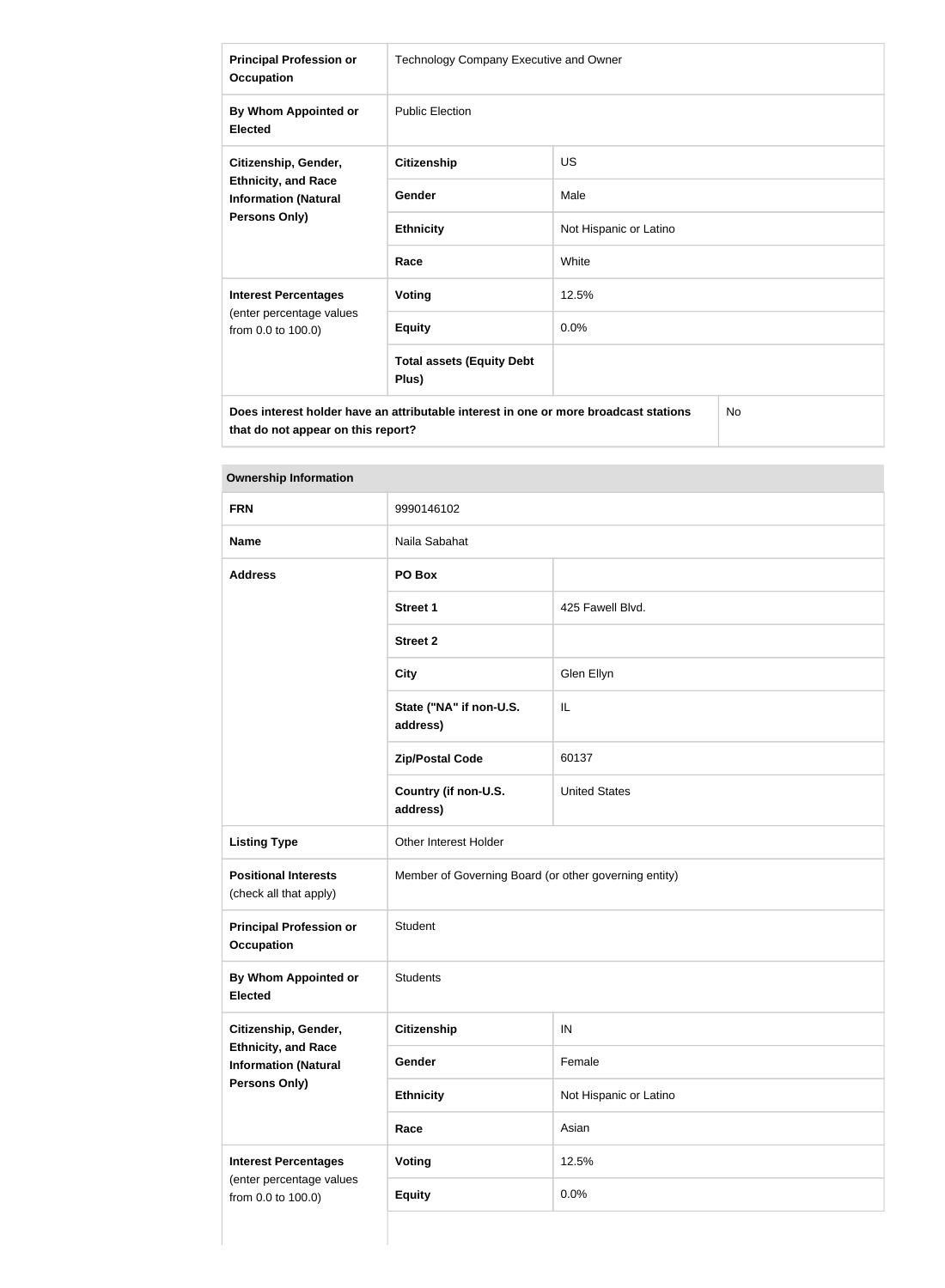| | | |
|---|---|---|
| **Principal Profession or Occupation** | Technology Company Executive and Owner | |
| **By Whom Appointed or Elected** | Public Election | |
| **Citizenship, Gender, Ethnicity, and Race Information (Natural Persons Only)** | **Citizenship** | US |
| | **Gender** | Male |
| | **Ethnicity** | Not Hispanic or Latino |
| | **Race** | White |
| **Interest Percentages** (enter percentage values from 0.0 to 100.0) | **Voting** | 12.5% |
| | **Equity** | 0.0% |
| | **Total assets (Equity Debt Plus)** | |
| **Does interest holder have an attributable interest in one or more broadcast stations that do not appear on this report?** | | No |

| **Ownership Information** | | |
|---|---|---|
| **FRN** | 9990146102 | |
| **Name** | Naila Sabahat | |
| **Address** | **PO Box** | |
| | **Street 1** | 425 Fawell Blvd. |
| | **Street 2** | |
| | **City** | Glen Ellyn |
| | **State ("NA" if non-U.S. address)** | IL |
| | **Zip/Postal Code** | 60137 |
| | **Country (if non-U.S. address)** | United States |
| **Listing Type** | Other Interest Holder | |
| **Positional Interests** (check all that apply) | Member of Governing Board (or other governing entity) | |
| **Principal Profession or Occupation** | Student | |
| **By Whom Appointed or Elected** | Students | |
| **Citizenship, Gender, Ethnicity, and Race Information (Natural Persons Only)** | **Citizenship** | IN |
| | **Gender** | Female |
| | **Ethnicity** | Not Hispanic or Latino |
| | **Race** | Asian |
| **Interest Percentages** (enter percentage values from 0.0 to 100.0) | **Voting** | 12.5% |
| | **Equity** | 0.0% |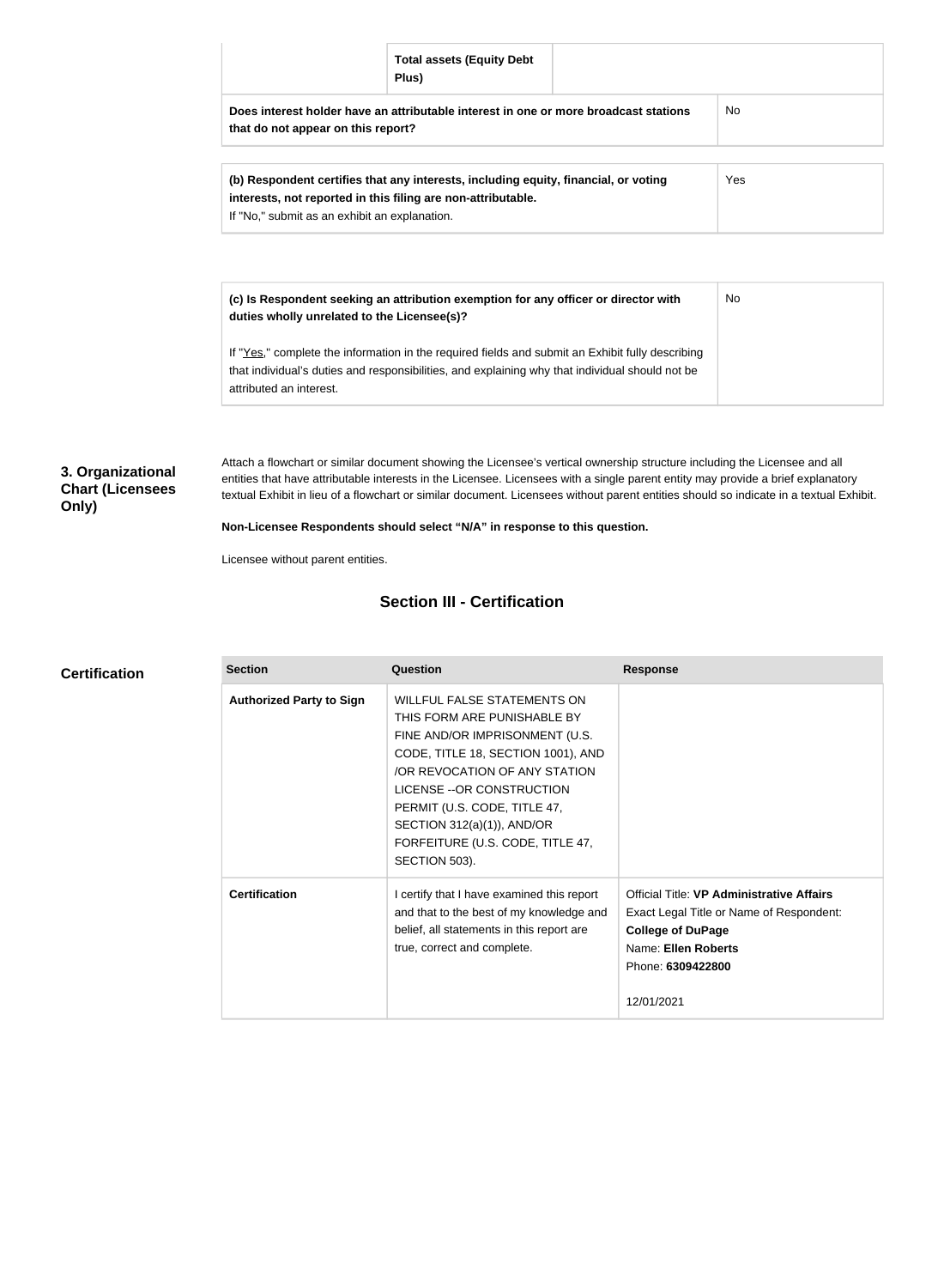| | | |
|---|---|---|
| | **Total assets (Equity Debt Plus)** | |
| **Does interest holder have an attributable interest in one or more broadcast stations that do not appear on this report?** | | No |

| | |
|---|---|
| **(b) Respondent certifies that any interests, including equity, financial, or voting interests, not reported in this filing are non-attributable.**<br>If "No," submit as an exhibit an explanation. | Yes |

| | |
|---|---|
| **(c) Is Respondent seeking an attribution exemption for any officer or director with duties wholly unrelated to the Licensee(s)?**<br><br>If "Yes," complete the information in the required fields and submit an Exhibit fully describing that individual's duties and responsibilities, and explaining why that individual should not be attributed an interest. | No |

**3. Organizational Chart (Licensees Only)**

Attach a flowchart or similar document showing the Licensee's vertical ownership structure including the Licensee and all entities that have attributable interests in the Licensee. Licensees with a single parent entity may provide a brief explanatory textual Exhibit in lieu of a flowchart or similar document. Licensees without parent entities should so indicate in a textual Exhibit.

**Non-Licensee Respondents should select "N/A" in response to this question.**

Licensee without parent entities.

## Section III - Certification

**Certification**

| Section | Question | Response |
|---|---|---|
| **Authorized Party to Sign** | WILLFUL FALSE STATEMENTS ON THIS FORM ARE PUNISHABLE BY FINE AND/OR IMPRISONMENT (U.S. CODE, TITLE 18, SECTION 1001), AND /OR REVOCATION OF ANY STATION LICENSE --OR CONSTRUCTION PERMIT (U.S. CODE, TITLE 47, SECTION 312(a)(1)), AND/OR FORFEITURE (U.S. CODE, TITLE 47, SECTION 503). | |
| **Certification** | I certify that I have examined this report and that to the best of my knowledge and belief, all statements in this report are true, correct and complete. | Official Title: **VP Administrative Affairs**<br>Exact Legal Title or Name of Respondent: **College of DuPage**<br>Name: **Ellen Roberts**<br>Phone: **6309422800**<br><br>12/01/2021 |